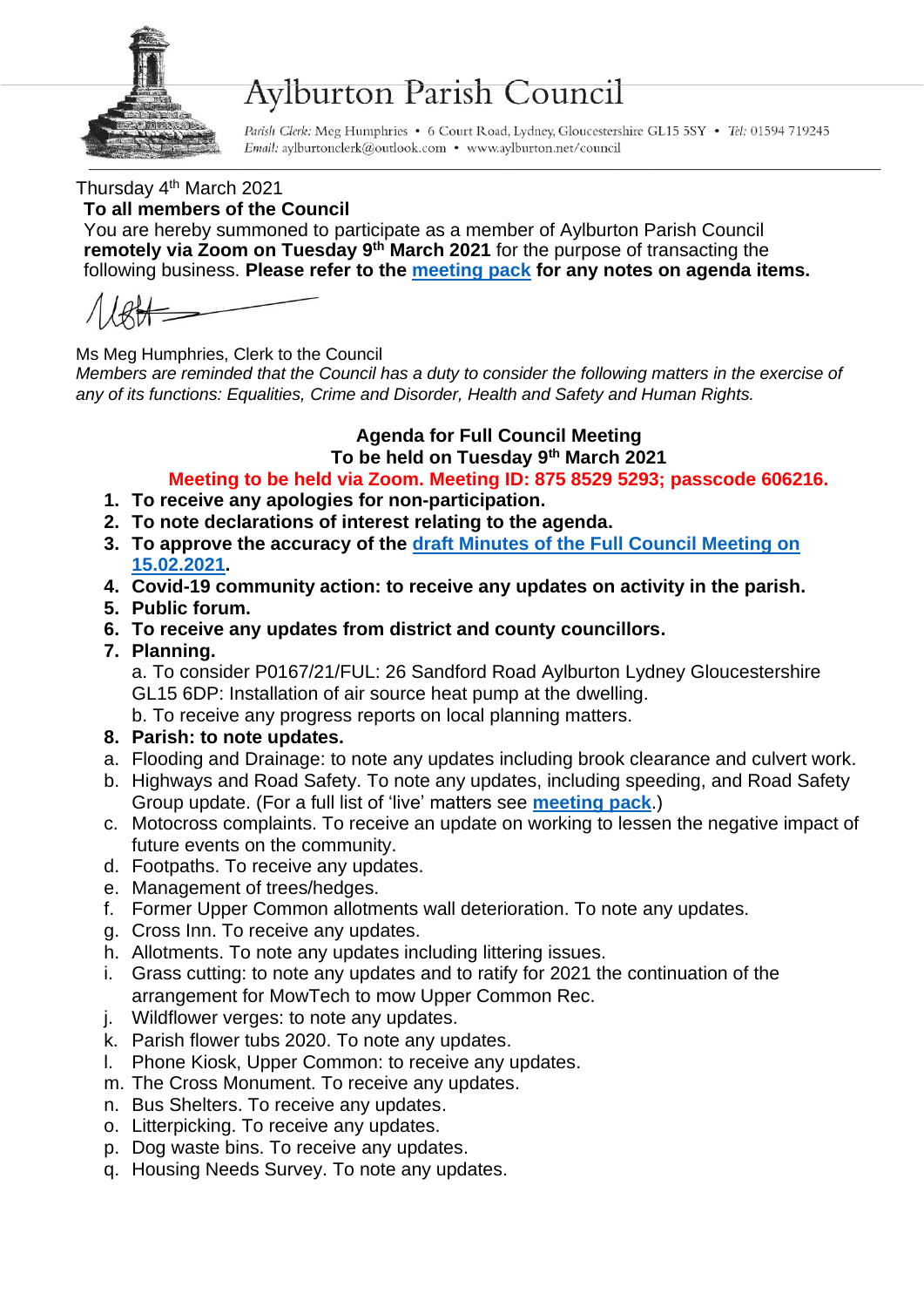# Aylburton Parish Council

*Parish Clerk:* Meg Humphries • 6 Court Road, Lydney, Gloucestershire GL15 5SY • *Tel:* 01594 719245
*Email:* aylburtonclerk@outlook.com • www.aylburton.net/council

Thursday 4th March 2021

**To all members of the Council**

You are hereby summoned to participate as a member of Aylburton Parish Council **remotely via Zoom on Tuesday 9th March 2021** for the purpose of transacting the following business. **Please refer to the meeting pack for any notes on agenda items.**

Ms Meg Humphries, Clerk to the Council

*Members are reminded that the Council has a duty to consider the following matters in the exercise of any of its functions: Equalities, Crime and Disorder, Health and Safety and Human Rights.*

## Agenda for Full Council Meeting
## To be held on Tuesday 9th March 2021

**Meeting to be held via Zoom. Meeting ID: 875 8529 5293; passcode 606216.**

1. **To receive any apologies for non-participation.**
2. **To note declarations of interest relating to the agenda.**
3. **To approve the accuracy of the draft Minutes of the Full Council Meeting on 15.02.2021.**
4. **Covid-19 community action: to receive any updates on activity in the parish.**
5. **Public forum.**
6. **To receive any updates from district and county councillors.**
7. **Planning.**
   a. To consider P0167/21/FUL: 26 Sandford Road Aylburton Lydney Gloucestershire GL15 6DP: Installation of air source heat pump at the dwelling.
   b. To receive any progress reports on local planning matters.
8. **Parish: to note updates.**

a. Flooding and Drainage: to note any updates including brook clearance and culvert work.
b. Highways and Road Safety. To note any updates, including speeding, and Road Safety Group update. (For a full list of 'live' matters see **meeting pack**.)
c. Motocross complaints. To receive an update on working to lessen the negative impact of future events on the community.
d. Footpaths. To receive any updates.
e. Management of trees/hedges.
f. Former Upper Common allotments wall deterioration. To note any updates.
g. Cross Inn. To receive any updates.
h. Allotments. To note any updates including littering issues.
i. Grass cutting: to note any updates and to ratify for 2021 the continuation of the arrangement for MowTech to mow Upper Common Rec.
j. Wildflower verges: to note any updates.
k. Parish flower tubs 2020. To note any updates.
l. Phone Kiosk, Upper Common: to receive any updates.
m. The Cross Monument. To receive any updates.
n. Bus Shelters. To receive any updates.
o. Litterpicking. To receive any updates.
p. Dog waste bins. To receive any updates.
q. Housing Needs Survey. To note any updates.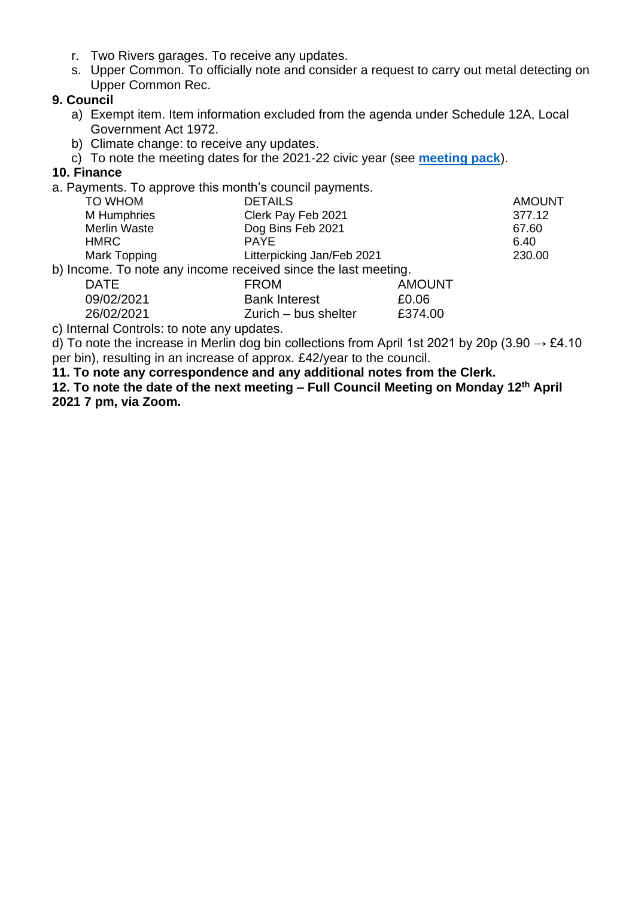r. Two Rivers garages. To receive any updates.
s. Upper Common. To officially note and consider a request to carry out metal detecting on Upper Common Rec.

**9. Council**

a) Exempt item. Item information excluded from the agenda under Schedule 12A, Local Government Act 1972.
b) Climate change: to receive any updates.
c) To note the meeting dates for the 2021-22 civic year (see **meeting pack**).

**10. Finance**

a. Payments. To approve this month's council payments.

| TO WHOM | DETAILS | AMOUNT |
|---|---|---|
| M Humphries | Clerk Pay Feb 2021 | 377.12 |
| Merlin Waste | Dog Bins Feb 2021 | 67.60 |
| HMRC | PAYE | 6.40 |
| Mark Topping | Litterpicking Jan/Feb 2021 | 230.00 |

b) Income. To note any income received since the last meeting.

| DATE | FROM | AMOUNT |
|---|---|---|
| 09/02/2021 | Bank Interest | £0.06 |
| 26/02/2021 | Zurich – bus shelter | £374.00 |

c) Internal Controls: to note any updates.

d) To note the increase in Merlin dog bin collections from April 1st 2021 by 20p (3.90 → £4.10 per bin), resulting in an increase of approx. £42/year to the council.

**11. To note any correspondence and any additional notes from the Clerk.**

**12. To note the date of the next meeting – Full Council Meeting on Monday 12th April 2021 7 pm, via Zoom.**